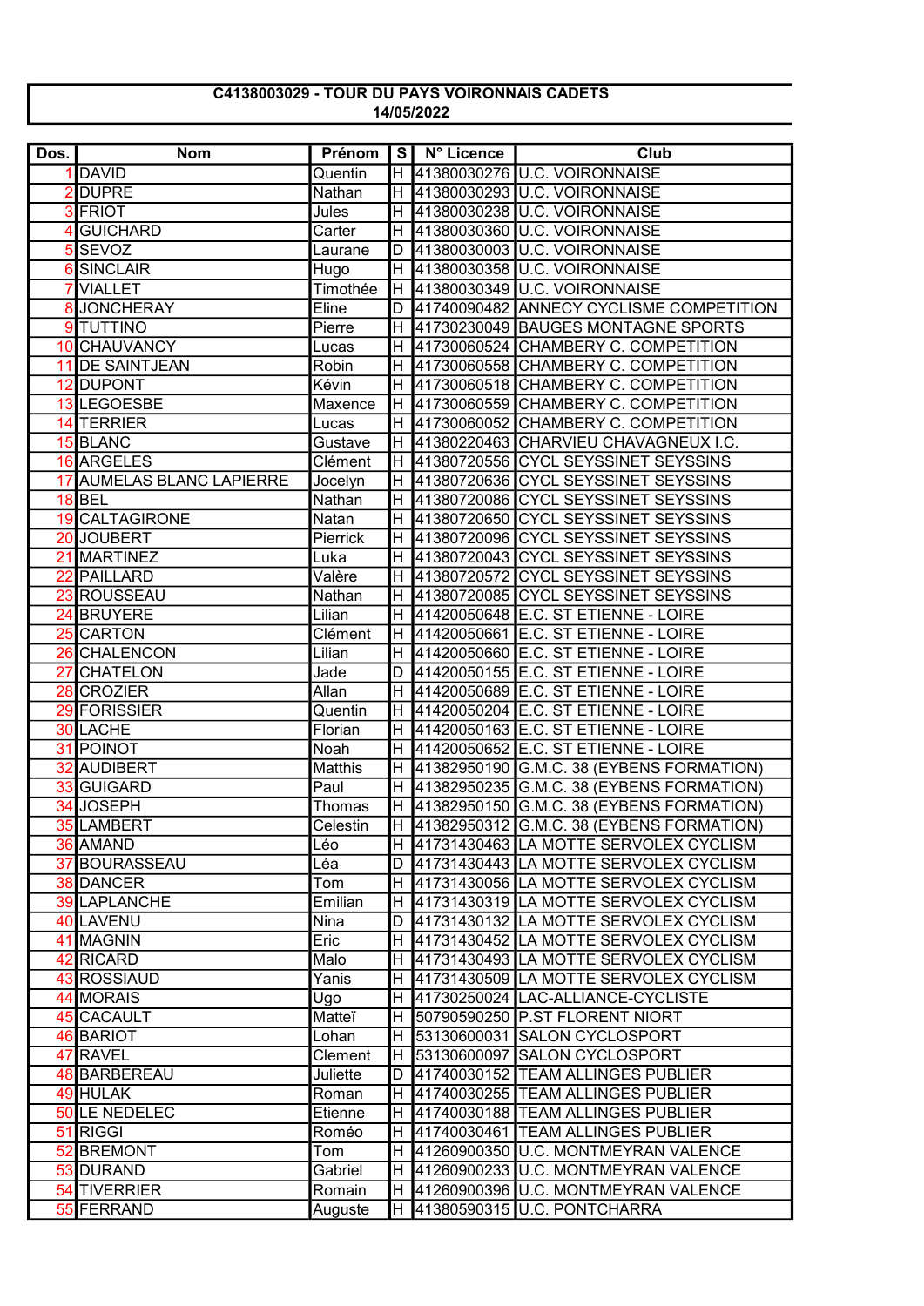**C4138003029 - TOUR DU PAYS VOIRONNAIS CADETS**
**14/05/2022**

| Dos. | Nom | Prénom | S | N° Licence | Club |
|---|---|---|---|---|---|
| 1 | DAVID | Quentin | H | 41380030276 | U.C. VOIRONNAISE |
| 2 | DUPRE | Nathan | H | 41380030293 | U.C. VOIRONNAISE |
| 3 | FRIOT | Jules | H | 41380030238 | U.C. VOIRONNAISE |
| 4 | GUICHARD | Carter | H | 41380030360 | U.C. VOIRONNAISE |
| 5 | SEVOZ | Laurane | D | 41380030003 | U.C. VOIRONNAISE |
| 6 | SINCLAIR | Hugo | H | 41380030358 | U.C. VOIRONNAISE |
| 7 | VIALLET | Timothée | H | 41380030349 | U.C. VOIRONNAISE |
| 8 | JONCHERAY | Eline | D | 41740090482 | ANNECY CYCLISME COMPETITION |
| 9 | TUTTINO | Pierre | H | 41730230049 | BAUGES MONTAGNE SPORTS |
| 10 | CHAUVANCY | Lucas | H | 41730060524 | CHAMBERY C. COMPETITION |
| 11 | DE SAINTJEAN | Robin | H | 41730060558 | CHAMBERY C. COMPETITION |
| 12 | DUPONT | Kévin | H | 41730060518 | CHAMBERY C. COMPETITION |
| 13 | LEGOESBE | Maxence | H | 41730060559 | CHAMBERY C. COMPETITION |
| 14 | TERRIER | Lucas | H | 41730060052 | CHAMBERY C. COMPETITION |
| 15 | BLANC | Gustave | H | 41380220463 | CHARVIEU CHAVAGNEUX I.C. |
| 16 | ARGELES | Clément | H | 41380720556 | CYCL SEYSSINET SEYSSINS |
| 17 | AUMELAS BLANC LAPIERRE | Jocelyn | H | 41380720636 | CYCL SEYSSINET SEYSSINS |
| 18 | BEL | Nathan | H | 41380720086 | CYCL SEYSSINET SEYSSINS |
| 19 | CALTAGIRONE | Natan | H | 41380720650 | CYCL SEYSSINET SEYSSINS |
| 20 | JOUBERT | Pierrick | H | 41380720096 | CYCL SEYSSINET SEYSSINS |
| 21 | MARTINEZ | Luka | H | 41380720043 | CYCL SEYSSINET SEYSSINS |
| 22 | PAILLARD | Valère | H | 41380720572 | CYCL SEYSSINET SEYSSINS |
| 23 | ROUSSEAU | Nathan | H | 41380720085 | CYCL SEYSSINET SEYSSINS |
| 24 | BRUYERE | Lilian | H | 41420050648 | E.C. ST ETIENNE - LOIRE |
| 25 | CARTON | Clément | H | 41420050661 | E.C. ST ETIENNE - LOIRE |
| 26 | CHALENCON | Lilian | H | 41420050660 | E.C. ST ETIENNE - LOIRE |
| 27 | CHATELON | Jade | D | 41420050155 | E.C. ST ETIENNE - LOIRE |
| 28 | CROZIER | Allan | H | 41420050689 | E.C. ST ETIENNE - LOIRE |
| 29 | FORISSIER | Quentin | H | 41420050204 | E.C. ST ETIENNE - LOIRE |
| 30 | LACHE | Florian | H | 41420050163 | E.C. ST ETIENNE - LOIRE |
| 31 | POINOT | Noah | H | 41420050652 | E.C. ST ETIENNE - LOIRE |
| 32 | AUDIBERT | Matthis | H | 41382950190 | G.M.C. 38 (EYBENS FORMATION) |
| 33 | GUIGARD | Paul | H | 41382950235 | G.M.C. 38 (EYBENS FORMATION) |
| 34 | JOSEPH | Thomas | H | 41382950150 | G.M.C. 38 (EYBENS FORMATION) |
| 35 | LAMBERT | Celestin | H | 41382950312 | G.M.C. 38 (EYBENS FORMATION) |
| 36 | AMAND | Léo | H | 41731430463 | LA MOTTE SERVOLEX CYCLISM |
| 37 | BOURASSEAU | Léa | D | 41731430443 | LA MOTTE SERVOLEX CYCLISM |
| 38 | DANCER | Tom | H | 41731430056 | LA MOTTE SERVOLEX CYCLISM |
| 39 | LAPLANCHE | Emilian | H | 41731430319 | LA MOTTE SERVOLEX CYCLISM |
| 40 | LAVENU | Nina | D | 41731430132 | LA MOTTE SERVOLEX CYCLISM |
| 41 | MAGNIN | Eric | H | 41731430452 | LA MOTTE SERVOLEX CYCLISM |
| 42 | RICARD | Malo | H | 41731430493 | LA MOTTE SERVOLEX CYCLISM |
| 43 | ROSSIAUD | Yanis | H | 41731430509 | LA MOTTE SERVOLEX CYCLISM |
| 44 | MORAIS | Ugo | H | 41730250024 | LAC-ALLIANCE-CYCLISTE |
| 45 | CACAULT | Matteï | H | 50790590250 | P.ST FLORENT NIORT |
| 46 | BARIOT | Lohan | H | 53130600031 | SALON CYCLOSPORT |
| 47 | RAVEL | Clement | H | 53130600097 | SALON CYCLOSPORT |
| 48 | BARBEREAU | Juliette | D | 41740030152 | TEAM ALLINGES PUBLIER |
| 49 | HULAK | Roman | H | 41740030255 | TEAM ALLINGES PUBLIER |
| 50 | LE NEDELEC | Etienne | H | 41740030188 | TEAM ALLINGES PUBLIER |
| 51 | RIGGI | Roméo | H | 41740030461 | TEAM ALLINGES PUBLIER |
| 52 | BREMONT | Tom | H | 41260900350 | U.C. MONTMEYRAN VALENCE |
| 53 | DURAND | Gabriel | H | 41260900233 | U.C. MONTMEYRAN VALENCE |
| 54 | TIVERRIER | Romain | H | 41260900396 | U.C. MONTMEYRAN VALENCE |
| 55 | FERRAND | Auguste | H | 41380590315 | U.C. PONTCHARRA |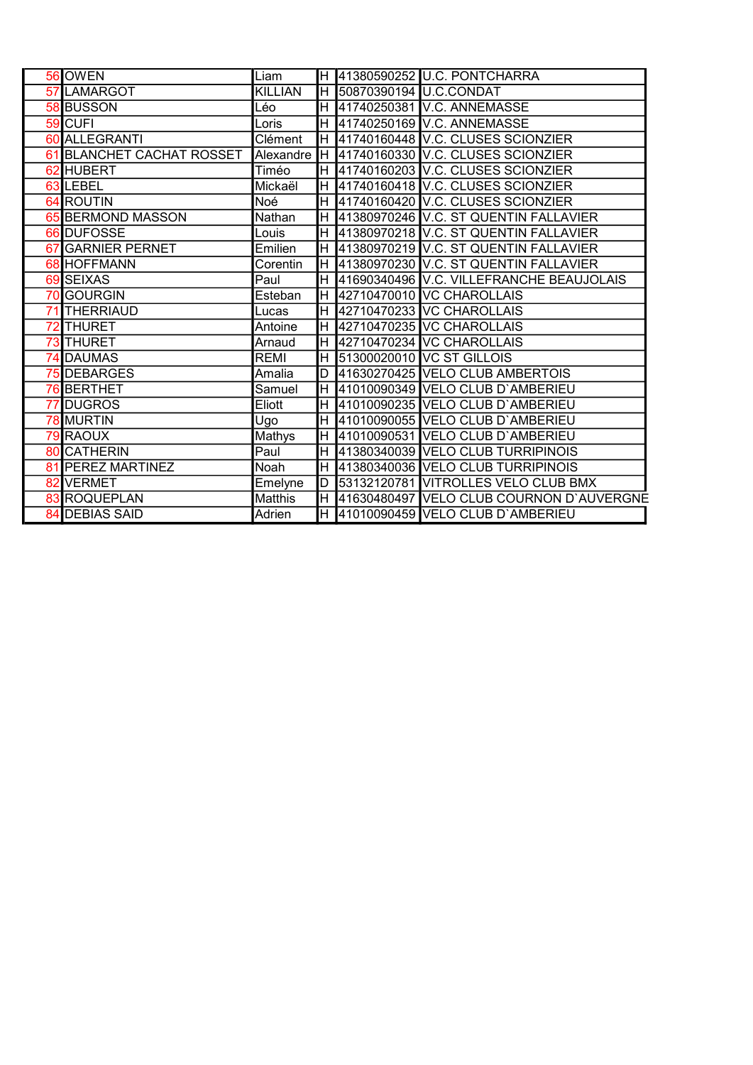| | | | | | |
|---|---|---|---|---|---|
| 56 | OWEN | Liam | H | 41380590252 | U.C. PONTCHARRA |
| 57 | LAMARGOT | KILLIAN | H | 50870390194 | U.C.CONDAT |
| 58 | BUSSON | Léo | H | 41740250381 | V.C. ANNEMASSE |
| 59 | CUFI | Loris | H | 41740250169 | V.C. ANNEMASSE |
| 60 | ALLEGRANTI | Clément | H | 41740160448 | V.C. CLUSES SCIONZIER |
| 61 | BLANCHET CACHAT ROSSET | Alexandre | H | 41740160330 | V.C. CLUSES SCIONZIER |
| 62 | HUBERT | Timéo | H | 41740160203 | V.C. CLUSES SCIONZIER |
| 63 | LEBEL | Mickaël | H | 41740160418 | V.C. CLUSES SCIONZIER |
| 64 | ROUTIN | Noé | H | 41740160420 | V.C. CLUSES SCIONZIER |
| 65 | BERMOND MASSON | Nathan | H | 41380970246 | V.C. ST QUENTIN FALLAVIER |
| 66 | DUFOSSE | Louis | H | 41380970218 | V.C. ST QUENTIN FALLAVIER |
| 67 | GARNIER PERNET | Emilien | H | 41380970219 | V.C. ST QUENTIN FALLAVIER |
| 68 | HOFFMANN | Corentin | H | 41380970230 | V.C. ST QUENTIN FALLAVIER |
| 69 | SEIXAS | Paul | H | 41690340496 | V.C. VILLEFRANCHE BEAUJOLAIS |
| 70 | GOURGIN | Esteban | H | 42710470010 | VC CHAROLLAIS |
| 71 | THERRIAUD | Lucas | H | 42710470233 | VC CHAROLLAIS |
| 72 | THURET | Antoine | H | 42710470235 | VC CHAROLLAIS |
| 73 | THURET | Arnaud | H | 42710470234 | VC CHAROLLAIS |
| 74 | DAUMAS | REMI | H | 51300020010 | VC ST GILLOIS |
| 75 | DEBARGES | Amalia | D | 41630270425 | VELO CLUB AMBERTOIS |
| 76 | BERTHET | Samuel | H | 41010090349 | VELO CLUB D`AMBERIEU |
| 77 | DUGROS | Eliott | H | 41010090235 | VELO CLUB D`AMBERIEU |
| 78 | MURTIN | Ugo | H | 41010090055 | VELO CLUB D`AMBERIEU |
| 79 | RAOUX | Mathys | H | 41010090531 | VELO CLUB D`AMBERIEU |
| 80 | CATHERIN | Paul | H | 41380340039 | VELO CLUB TURRIPINOIS |
| 81 | PEREZ MARTINEZ | Noah | H | 41380340036 | VELO CLUB TURRIPINOIS |
| 82 | VERMET | Emelyne | D | 53132120781 | VITROLLES VELO CLUB BMX |
| 83 | ROQUEPLAN | Matthis | H | 41630480497 | VELO CLUB COURNON D`AUVERGNE |
| 84 | DEBIAS SAID | Adrien | H | 41010090459 | VELO CLUB D`AMBERIEU |